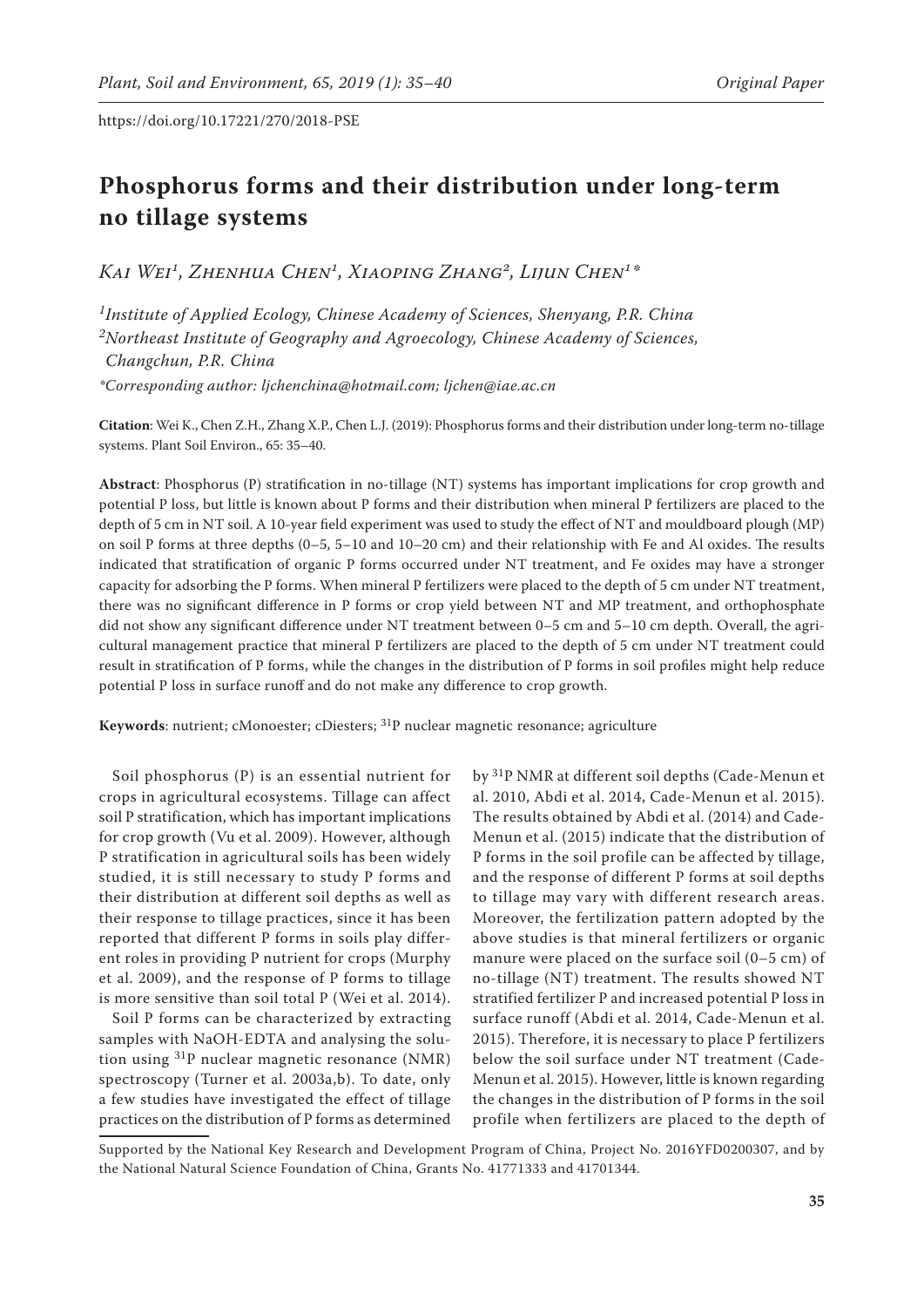# Phosphorus forms and their distribution under long-term no tillage systems

*Kai Wei*[1], *Zhenhua Chen*[1], *Xiaoping Zhang*[2], *Lijun Chen*[1]*

[1]*Institute of Applied Ecology, Chinese Academy of Sciences, Shenyang, P.R. China*
[2]*Northeast Institute of Geography and Agroecology, Chinese Academy of Sciences, Changchun, P.R. China*
**Corresponding author: ljchenchina@hotmail.com; ljchen@iae.ac.cn*

**Citation**: Wei K., Chen Z.H., Zhang X.P., Chen L.J. (2019): Phosphorus forms and their distribution under long-term no-tillage systems. Plant Soil Environ., 65: 35–40.

**Abstract**: Phosphorus (P) stratification in no-tillage (NT) systems has important implications for crop growth and potential P loss, but little is known about P forms and their distribution when mineral P fertilizers are placed to the depth of 5 cm in NT soil. A 10-year field experiment was used to study the effect of NT and mouldboard plough (MP) on soil P forms at three depths (0–5, 5–10 and 10–20 cm) and their relationship with Fe and Al oxides. The results indicated that stratification of organic P forms occurred under NT treatment, and Fe oxides may have a stronger capacity for adsorbing the P forms. When mineral P fertilizers were placed to the depth of 5 cm under NT treatment, there was no significant difference in P forms or crop yield between NT and MP treatment, and orthophosphate did not show any significant difference under NT treatment between 0–5 cm and 5–10 cm depth. Overall, the agricultural management practice that mineral P fertilizers are placed to the depth of 5 cm under NT treatment could result in stratification of P forms, while the changes in the distribution of P forms in soil profiles might help reduce potential P loss in surface runoff and do not make any difference to crop growth.

**Keywords**: nutrient; cMonoester; cDiesters; $^{31}P$ nuclear magnetic resonance; agriculture

Soil phosphorus (P) is an essential nutrient for crops in agricultural ecosystems. Tillage can affect soil P stratification, which has important implications for crop growth (Vu et al. 2009). However, although P stratification in agricultural soils has been widely studied, it is still necessary to study P forms and their distribution at different soil depths as well as their response to tillage practices, since it has been reported that different P forms in soils play different roles in providing P nutrient for crops (Murphy et al. 2009), and the response of P forms to tillage is more sensitive than soil total P (Wei et al. 2014).

Soil P forms can be characterized by extracting samples with NaOH-EDTA and analysing the solution using $^{31}P$ nuclear magnetic resonance (NMR) spectroscopy (Turner et al. 2003a,b). To date, only a few studies have investigated the effect of tillage practices on the distribution of P forms as determined by $^{31}P$ NMR at different soil depths (Cade-Menun et al. 2010, Abdi et al. 2014, Cade-Menun et al. 2015). The results obtained by Abdi et al. (2014) and Cade-Menun et al. (2015) indicate that the distribution of P forms in the soil profile can be affected by tillage, and the response of different P forms at soil depths to tillage may vary with different research areas. Moreover, the fertilization pattern adopted by the above studies is that mineral fertilizers or organic manure were placed on the surface soil (0–5 cm) of no-tillage (NT) treatment. The results showed NT stratified fertilizer P and increased potential P loss in surface runoff (Abdi et al. 2014, Cade-Menun et al. 2015). Therefore, it is necessary to place P fertilizers below the soil surface under NT treatment (Cade-Menun et al. 2015). However, little is known regarding the changes in the distribution of P forms in the soil profile when fertilizers are placed to the depth of

Supported by the National Key Research and Development Program of China, Project No. 2016YFD0200307, and by the National Natural Science Foundation of China, Grants No. 41771333 and 41701344.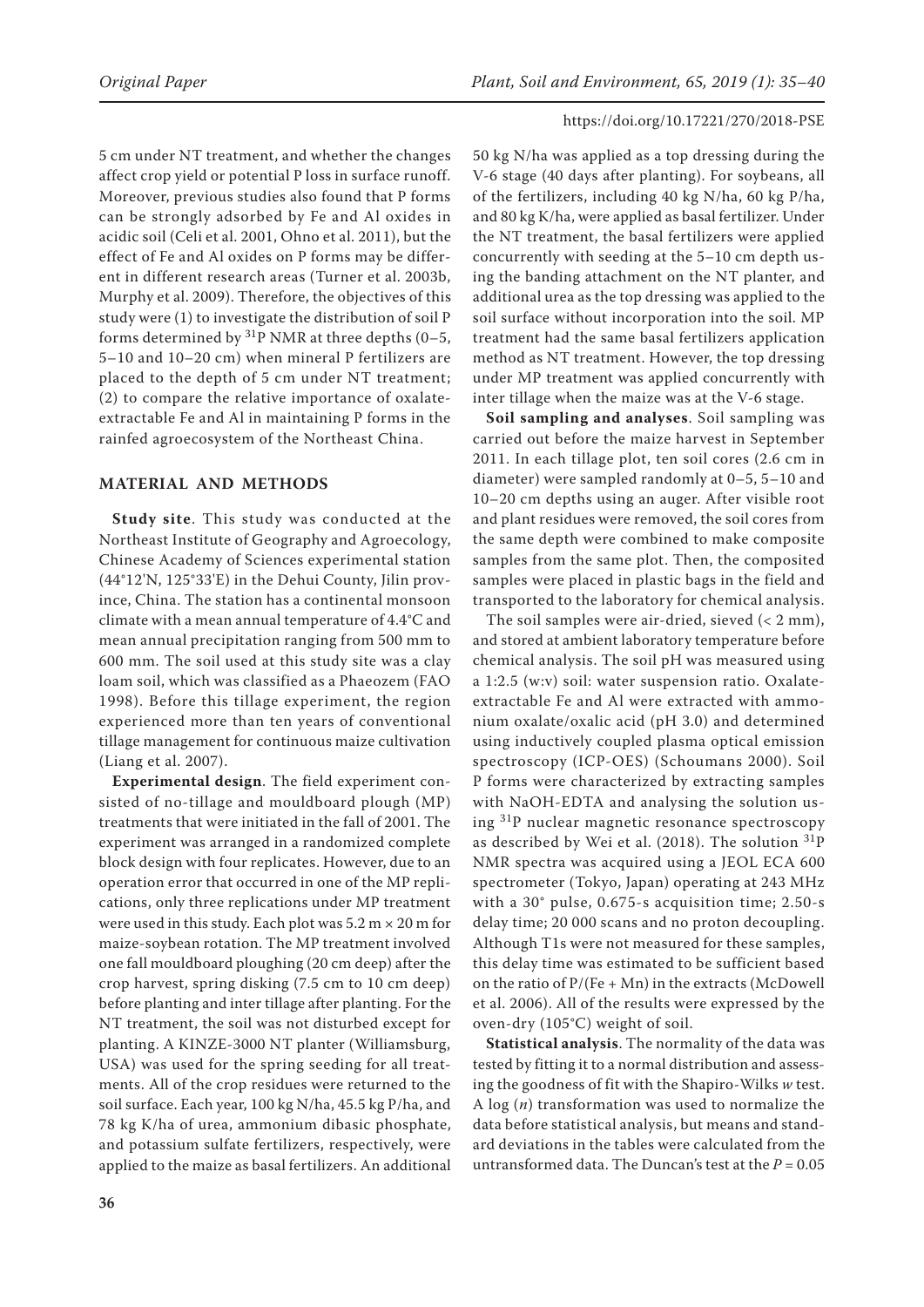5 cm under NT treatment, and whether the changes affect crop yield or potential P loss in surface runoff. Moreover, previous studies also found that P forms can be strongly adsorbed by Fe and Al oxides in acidic soil (Celi et al. 2001, Ohno et al. 2011), but the effect of Fe and Al oxides on P forms may be different in different research areas (Turner et al. 2003b, Murphy et al. 2009). Therefore, the objectives of this study were (1) to investigate the distribution of soil P forms determined by $^{31}$P NMR at three depths (0–5, 5–10 and 10–20 cm) when mineral P fertilizers are placed to the depth of 5 cm under NT treatment; (2) to compare the relative importance of oxalate-extractable Fe and Al in maintaining P forms in the rainfed agroecosystem of the Northeast China.

## MATERIAL AND METHODS

**Study site**. This study was conducted at the Northeast Institute of Geography and Agroecology, Chinese Academy of Sciences experimental station (44°12'N, 125°33'E) in the Dehui County, Jilin province, China. The station has a continental monsoon climate with a mean annual temperature of 4.4°C and mean annual precipitation ranging from 500 mm to 600 mm. The soil used at this study site was a clay loam soil, which was classified as a Phaeozem (FAO 1998). Before this tillage experiment, the region experienced more than ten years of conventional tillage management for continuous maize cultivation (Liang et al. 2007).

**Experimental design**. The field experiment consisted of no-tillage and mouldboard plough (MP) treatments that were initiated in the fall of 2001. The experiment was arranged in a randomized complete block design with four replicates. However, due to an operation error that occurred in one of the MP replications, only three replications under MP treatment were used in this study. Each plot was 5.2 m × 20 m for maize-soybean rotation. The MP treatment involved one fall mouldboard ploughing (20 cm deep) after the crop harvest, spring disking (7.5 cm to 10 cm deep) before planting and inter tillage after planting. For the NT treatment, the soil was not disturbed except for planting. A KINZE-3000 NT planter (Williamsburg, USA) was used for the spring seeding for all treatments. All of the crop residues were returned to the soil surface. Each year, 100 kg N/ha, 45.5 kg P/ha, and 78 kg K/ha of urea, ammonium dibasic phosphate, and potassium sulfate fertilizers, respectively, were applied to the maize as basal fertilizers. An additional 50 kg N/ha was applied as a top dressing during the V-6 stage (40 days after planting). For soybeans, all of the fertilizers, including 40 kg N/ha, 60 kg P/ha, and 80 kg K/ha, were applied as basal fertilizer. Under the NT treatment, the basal fertilizers were applied concurrently with seeding at the 5–10 cm depth using the banding attachment on the NT planter, and additional urea as the top dressing was applied to the soil surface without incorporation into the soil. MP treatment had the same basal fertilizers application method as NT treatment. However, the top dressing under MP treatment was applied concurrently with inter tillage when the maize was at the V-6 stage.

**Soil sampling and analyses**. Soil sampling was carried out before the maize harvest in September 2011. In each tillage plot, ten soil cores (2.6 cm in diameter) were sampled randomly at 0–5, 5–10 and 10–20 cm depths using an auger. After visible root and plant residues were removed, the soil cores from the same depth were combined to make composite samples from the same plot. Then, the composited samples were placed in plastic bags in the field and transported to the laboratory for chemical analysis.

The soil samples were air-dried, sieved (< 2 mm), and stored at ambient laboratory temperature before chemical analysis. The soil pH was measured using a 1:2.5 (w:v) soil: water suspension ratio. Oxalate-extractable Fe and Al were extracted with ammonium oxalate/oxalic acid (pH 3.0) and determined using inductively coupled plasma optical emission spectroscopy (ICP-OES) (Schoumans 2000). Soil P forms were characterized by extracting samples with NaOH-EDTA and analysing the solution using $^{31}$P nuclear magnetic resonance spectroscopy as described by Wei et al. (2018). The solution $^{31}$P NMR spectra was acquired using a JEOL ECA 600 spectrometer (Tokyo, Japan) operating at 243 MHz with a 30° pulse, 0.675-s acquisition time; 2.50-s delay time; 20 000 scans and no proton decoupling. Although T1s were not measured for these samples, this delay time was estimated to be sufficient based on the ratio of P/(Fe + Mn) in the extracts (McDowell et al. 2006). All of the results were expressed by the oven-dry (105°C) weight of soil.

**Statistical analysis**. The normality of the data was tested by fitting it to a normal distribution and assessing the goodness of fit with the Shapiro-Wilks *w* test. A log (*n*) transformation was used to normalize the data before statistical analysis, but means and standard deviations in the tables were calculated from the untransformed data. The Duncan's test at the $P = 0.05$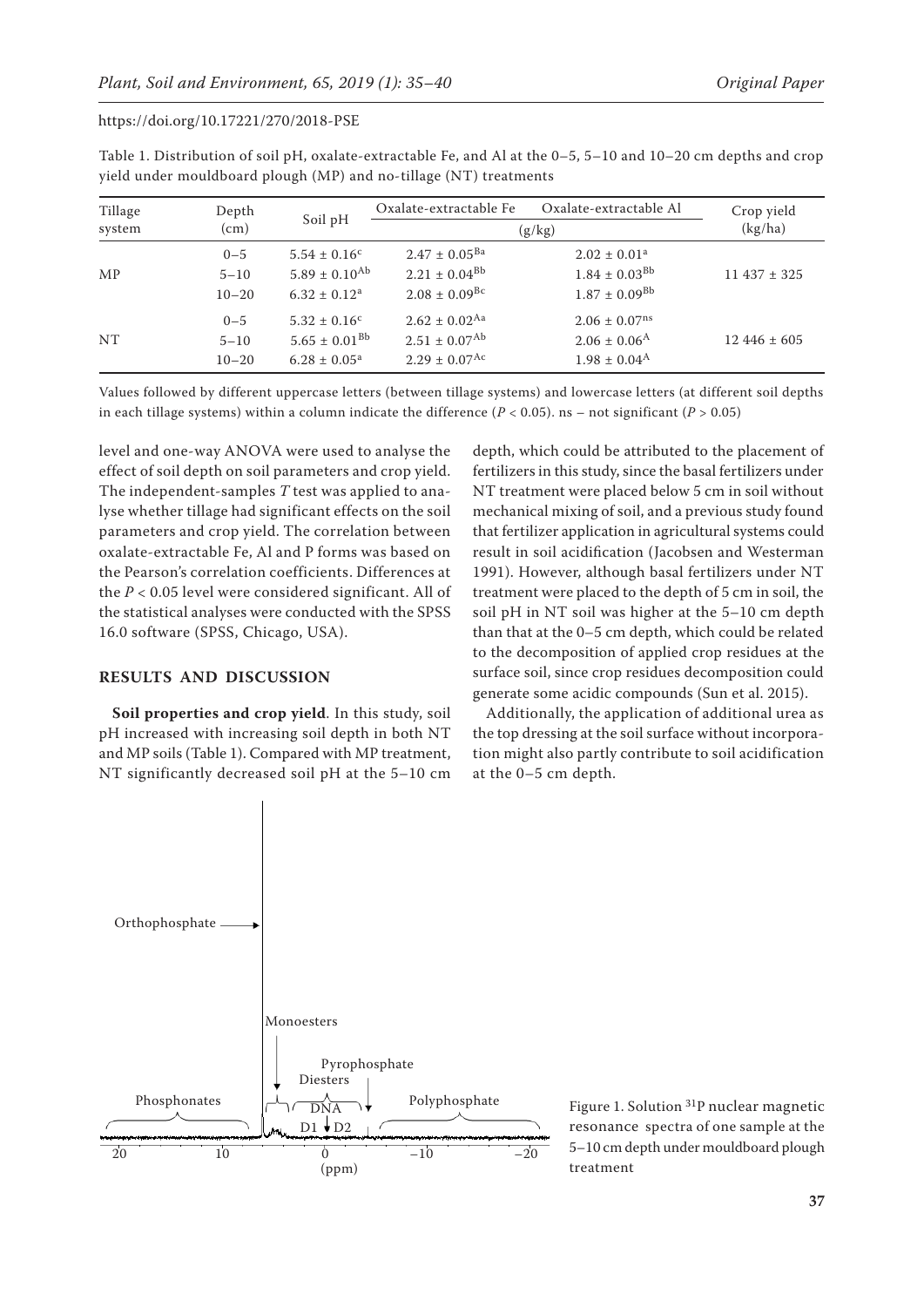Table 1. Distribution of soil pH, oxalate-extractable Fe, and Al at the 0–5, 5–10 and 10–20 cm depths and crop yield under mouldboard plough (MP) and no-tillage (NT) treatments

| Tillage system | Depth (cm) | Soil pH | Oxalate-extractable Fe | Oxalate-extractable Al | Crop yield (kg/ha) |
|---|---|---|---|---|---|
| | | | (g/kg) | | |
| MP | 0–5 | $5.54 \pm 0.16^{c}$ | $2.47 \pm 0.05^{Ba}$ | $2.02 \pm 0.01^{a}$ | 11 437 ± 325 |
| | 5–10 | $5.89 \pm 0.10^{Ab}$ | $2.21 \pm 0.04^{Bb}$ | $1.84 \pm 0.03^{Bb}$ | |
| | 10–20 | $6.32 \pm 0.12^{a}$ | $2.08 \pm 0.09^{Bc}$ | $1.87 \pm 0.09^{Bb}$ | |
| NT | 0–5 | $5.32 \pm 0.16^{c}$ | $2.62 \pm 0.02^{Aa}$ | $2.06 \pm 0.07^{ns}$ | 12 446 ± 605 |
| | 5–10 | $5.65 \pm 0.01^{Bb}$ | $2.51 \pm 0.07^{Ab}$ | $2.06 \pm 0.06^{A}$ | |
| | 10–20 | $6.28 \pm 0.05^{a}$ | $2.29 \pm 0.07^{Ac}$ | $1.98 \pm 0.04^{A}$ | |

Values followed by different uppercase letters (between tillage systems) and lowercase letters (at different soil depths in each tillage systems) within a column indicate the difference ($P < 0.05$). ns – not significant ($P > 0.05$)

level and one-way ANOVA were used to analyse the effect of soil depth on soil parameters and crop yield. The independent-samples *T* test was applied to analyse whether tillage had significant effects on the soil parameters and crop yield. The correlation between oxalate-extractable Fe, Al and P forms was based on the Pearson's correlation coefficients. Differences at the $P < 0.05$ level were considered significant. All of the statistical analyses were conducted with the SPSS 16.0 software (SPSS, Chicago, USA).

## RESULTS AND DISCUSSION

**Soil properties and crop yield**. In this study, soil pH increased with increasing soil depth in both NT and MP soils (Table 1). Compared with MP treatment, NT significantly decreased soil pH at the 5–10 cm depth, which could be attributed to the placement of fertilizers in this study, since the basal fertilizers under NT treatment were placed below 5 cm in soil without mechanical mixing of soil, and a previous study found that fertilizer application in agricultural systems could result in soil acidification (Jacobsen and Westerman 1991). However, although basal fertilizers under NT treatment were placed to the depth of 5 cm in soil, the soil pH in NT soil was higher at the 5–10 cm depth than that at the 0–5 cm depth, which could be related to the decomposition of applied crop residues at the surface soil, since crop residues decomposition could generate some acidic compounds (Sun et al. 2015).

Additionally, the application of additional urea as the top dressing at the soil surface without incorporation might also partly contribute to soil acidification at the 0–5 cm depth.

Figure 1. Solution $^{31}P$ nuclear magnetic resonance spectra of one sample at the 5–10 cm depth under mouldboard plough treatment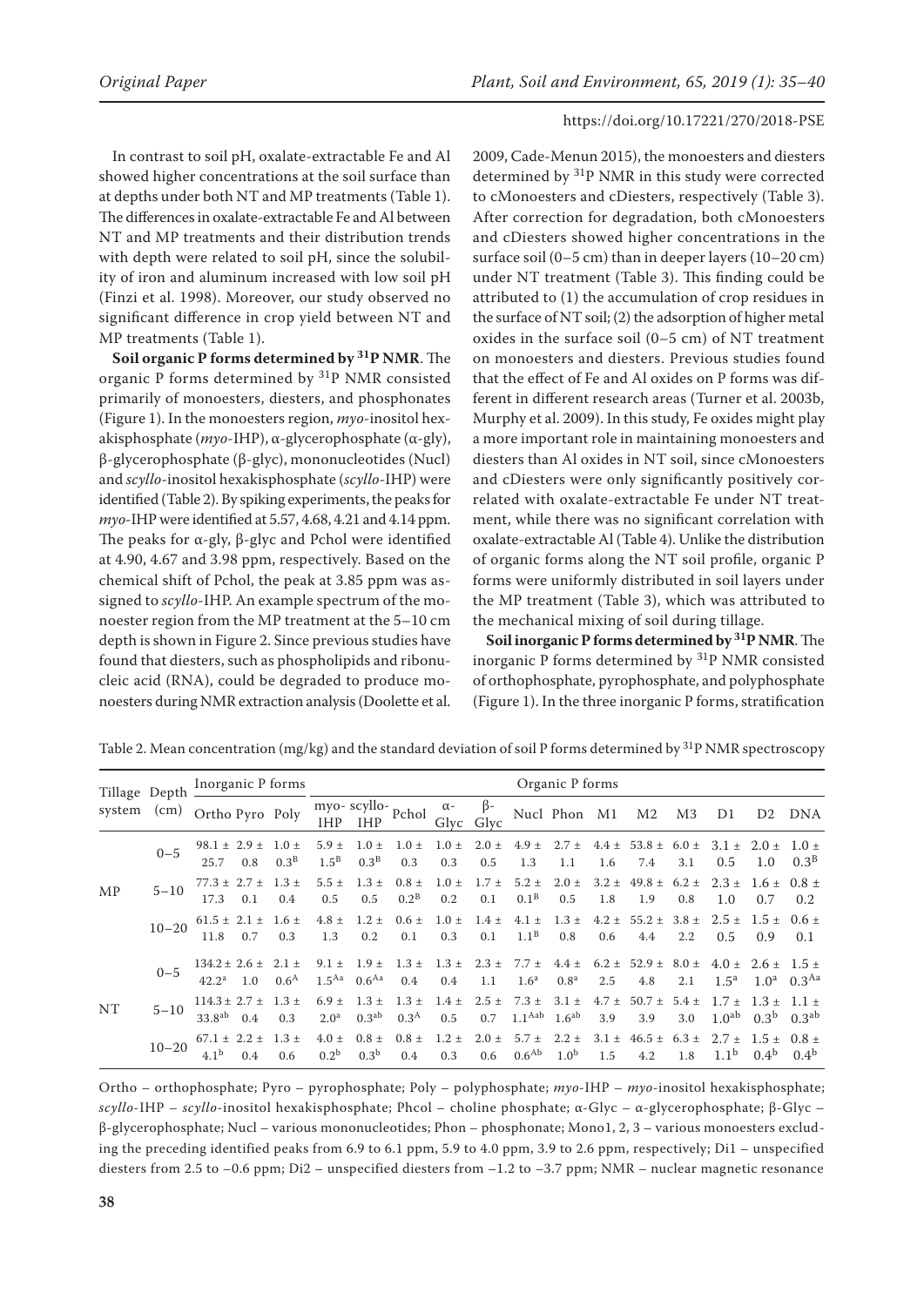In contrast to soil pH, oxalate-extractable Fe and Al showed higher concentrations at the soil surface than at depths under both NT and MP treatments (Table 1). The differences in oxalate-extractable Fe and Al between NT and MP treatments and their distribution trends with depth were related to soil pH, since the solubility of iron and aluminum increased with low soil pH (Finzi et al. 1998). Moreover, our study observed no significant difference in crop yield between NT and MP treatments (Table 1).

**Soil organic P forms determined by $^{31}$P NMR**. The organic P forms determined by $^{31}$P NMR consisted primarily of monoesters, diesters, and phosphonates (Figure 1). In the monoesters region, *myo*-inositol hexakisphosphate (*myo*-IHP), α-glycerophosphate (α-gly), β-glycerophosphate (β-glyc), mononucleotides (Nucl) and *scyllo*-inositol hexakisphosphate (*scyllo*-IHP) were identified (Table 2). By spiking experiments, the peaks for *myo*-IHP were identified at 5.57, 4.68, 4.21 and 4.14 ppm. The peaks for α-gly, β-glyc and Pchol were identified at 4.90, 4.67 and 3.98 ppm, respectively. Based on the chemical shift of Pchol, the peak at 3.85 ppm was assigned to *scyllo*-IHP. An example spectrum of the monoester region from the MP treatment at the 5–10 cm depth is shown in Figure 2. Since previous studies have found that diesters, such as phospholipids and ribonucleic acid (RNA), could be degraded to produce monoesters during NMR extraction analysis (Doolette et al. 2009, Cade-Menun 2015), the monoesters and diesters determined by $^{31}$P NMR in this study were corrected to cMonoesters and cDiesters, respectively (Table 3). After correction for degradation, both cMonoesters and cDiesters showed higher concentrations in the surface soil (0–5 cm) than in deeper layers (10–20 cm) under NT treatment (Table 3). This finding could be attributed to (1) the accumulation of crop residues in the surface of NT soil; (2) the adsorption of higher metal oxides in the surface soil (0–5 cm) of NT treatment on monoesters and diesters. Previous studies found that the effect of Fe and Al oxides on P forms was different in different research areas (Turner et al. 2003b, Murphy et al. 2009). In this study, Fe oxides might play a more important role in maintaining monoesters and diesters than Al oxides in NT soil, since cMonoesters and cDiesters were only significantly positively correlated with oxalate-extractable Fe under NT treatment, while there was no significant correlation with oxalate-extractable Al (Table 4). Unlike the distribution of organic forms along the NT soil profile, organic P forms were uniformly distributed in soil layers under the MP treatment (Table 3), which was attributed to the mechanical mixing of soil during tillage.

**Soil inorganic P forms determined by $^{31}$P NMR**. The inorganic P forms determined by $^{31}$P NMR consisted of orthophosphate, pyrophosphate, and polyphosphate (Figure 1). In the three inorganic P forms, stratification

Table 2. Mean concentration (mg/kg) and the standard deviation of soil P forms determined by $^{31}$P NMR spectroscopy

| Tillage system | Depth (cm) | Inorganic P forms | | | Organic P forms | | | | | | | | | | | | | |
|---|---|---|---|---|---|---|---|---|---|---|---|---|---|---|---|---|---|---|
| | | Ortho | Pyro | Poly | myo-IHP | scyllo-IHP | Pchol | α-Glyc | β-Glyc | Nucl | Phon | M1 | M2 | M3 | D1 | D2 | DNA |
| MP | 0–5 | 98.1 ± 25.7 | 2.9 ± 0.8 | 1.0 ± 0.3$^B$ | 5.9 ± 1.5$^B$ | 1.0 ± 0.3$^B$ | 1.0 ± 0.3 | 1.0 ± 0.3 | 2.0 ± 0.5 | 4.9 ± 1.3 | 2.7 ± 1.1 | 4.4 ± 1.6 | 53.8 ± 7.4 | 6.0 ± 3.1 | 3.1 ± 0.5 | 2.0 ± 1.0 | 1.0 ± 0.3$^B$ |
| | 5–10 | 77.3 ± 17.3 | 2.7 ± 0.1 | 1.3 ± 0.4 | 5.5 ± 0.5 | 1.3 ± 0.5 | 0.8 ± 0.2$^B$ | 1.0 ± 0.2 | 1.7 ± 0.1 | 5.2 ± 0.1$^B$ | 2.0 ± 0.5 | 3.2 ± 1.8 | 49.8 ± 1.9 | 6.2 ± 0.8 | 2.3 ± 1.0 | 1.6 ± 0.7 | 0.8 ± 0.2 |
| | 10–20 | 61.5 ± 11.8 | 2.1 ± 0.7 | 1.6 ± 0.3 | 4.8 ± 1.3 | 1.2 ± 0.2 | 0.6 ± 0.1 | 1.0 ± 0.3 | 1.4 ± 0.1 | 4.1 ± 1.1$^B$ | 1.3 ± 0.8 | 4.2 ± 0.6 | 55.2 ± 4.4 | 3.8 ± 2.2 | 2.5 ± 0.5 | 1.5 ± 0.9 | 0.6 ± 0.1 |
| NT | 0–5 | 134.2 ± 42.2$^a$ | 2.6 ± 1.0 | 2.1 ± 0.6$^A$ | 9.1 ± 1.5$^{Aa}$ | 1.9 ± 0.6$^{Aa}$ | 1.3 ± 0.4 | 1.3 ± 0.4 | 2.3 ± 1.1 | 7.7 ± 1.6$^a$ | 4.4 ± 0.8$^a$ | 6.2 ± 2.5 | 52.9 ± 4.8 | 8.0 ± 2.1 | 4.0 ± 1.5$^a$ | 2.6 ± 1.0$^a$ | 1.5 ± 0.3$^{Aa}$ |
| | 5–10 | 114.3 ± 33.8$^{ab}$ | 2.7 ± 0.4 | 1.3 ± 0.3 | 6.9 ± 2.0$^a$ | 1.3 ± 0.3$^{ab}$ | 1.3 ± 0.3$^A$ | 1.4 ± 0.5 | 2.5 ± 0.7 | 7.3 ± 1.1$^{Aab}$ | 3.1 ± 1.6$^{ab}$ | 4.7 ± 3.9 | 50.7 ± 3.9 | 5.4 ± 3.0 | 1.7 ± 1.0$^{ab}$ | 1.3 ± 0.3$^b$ | 1.1 ± 0.3$^{ab}$ |
| | 10–20 | 67.1 ± 4.1$^b$ | 2.2 ± 0.4 | 1.3 ± 0.6 | 4.0 ± 0.2$^b$ | 0.8 ± 0.3$^b$ | 0.8 ± 0.4 | 1.2 ± 0.3 | 2.0 ± 0.6 | 5.7 ± 0.6$^{Ab}$ | 2.2 ± 1.0$^b$ | 3.1 ± 1.5 | 46.5 ± 4.2 | 6.3 ± 1.8 | 2.7 ± 1.1$^b$ | 1.5 ± 0.4$^b$ | 0.8 ± 0.4$^b$ |

Ortho – orthophosphate; Pyro – pyrophosphate; Poly – polyphosphate; *myo*-IHP – *myo*-inositol hexakisphosphate; *scyllo*-IHP – *scyllo*-inositol hexakisphosphate; Phcol – choline phosphate; α-Glyc – α-glycerophosphate; β-Glyc – β-glycerophosphate; Nucl – various mononucleotides; Phon – phosphonate; Mono1, 2, 3 – various monoesters excluding the preceding identified peaks from 6.9 to 6.1 ppm, 5.9 to 4.0 ppm, 3.9 to 2.6 ppm, respectively; Di1 – unspecified diesters from 2.5 to –0.6 ppm; Di2 – unspecified diesters from –1.2 to –3.7 ppm; NMR – nuclear magnetic resonance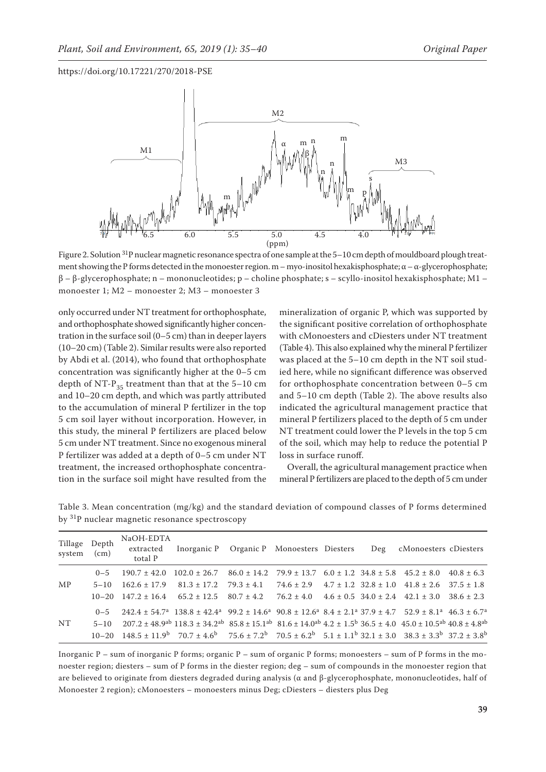Figure 2. Solution $^{31}$P nuclear magnetic resonance spectra of one sample at the 5–10 cm depth of mouldboard plough treatment showing the P forms detected in the monoester region. m – myo-inositol hexakisphosphate; α – α-glycerophosphate; β – β-glycerophosphate; n – mononucleotides; p – choline phosphate; s – scyllo-inositol hexakisphosphate; M1 – monoester 1; M2 – monoester 2; M3 – monoester 3

only occurred under NT treatment for orthophosphate, and orthophosphate showed significantly higher concentration in the surface soil (0–5 cm) than in deeper layers (10–20 cm) (Table 2). Similar results were also reported by Abdi et al. (2014), who found that orthophosphate concentration was significantly higher at the 0–5 cm depth of NT-$P_{35}$ treatment than that at the 5–10 cm and 10–20 cm depth, and which was partly attributed to the accumulation of mineral P fertilizer in the top 5 cm soil layer without incorporation. However, in this study, the mineral P fertilizers are placed below 5 cm under NT treatment. Since no exogenous mineral P fertilizer was added at a depth of 0–5 cm under NT treatment, the increased orthophosphate concentration in the surface soil might have resulted from the mineralization of organic P, which was supported by the significant positive correlation of orthophosphate with cMonoesters and cDiesters under NT treatment (Table 4). This also explained why the mineral P fertilizer was placed at the 5–10 cm depth in the NT soil studied here, while no significant difference was observed for orthophosphate concentration between 0–5 cm and 5–10 cm depth (Table 2). The above results also indicated the agricultural management practice that mineral P fertilizers placed to the depth of 5 cm under NT treatment could lower the P levels in the top 5 cm of the soil, which may help to reduce the potential P loss in surface runoff.

Overall, the agricultural management practice when mineral P fertilizers are placed to the depth of 5 cm under

Table 3. Mean concentration (mg/kg) and the standard deviation of compound classes of P forms determined by $^{31}$P nuclear magnetic resonance spectroscopy

| Tillage system | Depth (cm) | NaOH-EDTA extracted total P | Inorganic P | Organic P | Monoesters | Diesters | Deg | cMonoesters | cDiesters |
|---|---|---|---|---|---|---|---|---|---|
| MP | 0–5 | 190.7 ± 42.0 | 102.0 ± 26.7 | 86.0 ± 14.2 | 79.9 ± 13.7 | 6.0 ± 1.2 | 34.8 ± 5.8 | 45.2 ± 8.0 | 40.8 ± 6.3 |
| | 5–10 | 162.6 ± 17.9 | 81.3 ± 17.2 | 79.3 ± 4.1 | 74.6 ± 2.9 | 4.7 ± 1.2 | 32.8 ± 1.0 | 41.8 ± 2.6 | 37.5 ± 1.8 |
| | 10–20 | 147.2 ± 16.4 | 65.2 ± 12.5 | 80.7 ± 4.2 | 76.2 ± 4.0 | 4.6 ± 0.5 | 34.0 ± 2.4 | 42.1 ± 3.0 | 38.6 ± 2.3 |
| NT | 0–5 | 242.4 ± 54.7$^{a}$ | 138.8 ± 42.4$^{a}$ | 99.2 ± 14.6$^{a}$ | 90.8 ± 12.6$^{a}$ | 8.4 ± 2.1$^{a}$ | 37.9 ± 4.7 | 52.9 ± 8.1$^{a}$ | 46.3 ± 6.7$^{a}$ |
| | 5–10 | 207.2 ± 48.9$^{ab}$ | 118.3 ± 34.2$^{ab}$ | 85.8 ± 15.1$^{ab}$ | 81.6 ± 14.0$^{ab}$ | 4.2 ± 1.5$^{b}$ | 36.5 ± 4.0 | 45.0 ± 10.5$^{ab}$ | 40.8 ± 4.8$^{ab}$ |
| | 10–20 | 148.5 ± 11.9$^{b}$ | 70.7 ± 4.6$^{b}$ | 75.6 ± 7.2$^{b}$ | 70.5 ± 6.2$^{b}$ | 5.1 ± 1.1$^{b}$ | 32.1 ± 3.0 | 38.3 ± 3.3$^{b}$ | 37.2 ± 3.8$^{b}$ |

Inorganic P – sum of inorganic P forms; organic P – sum of organic P forms; monoesters – sum of P forms in the monoester region; diesters – sum of P forms in the diester region; deg – sum of compounds in the monoester region that are believed to originate from diesters degraded during analysis (α and β-glycerophosphate, mononucleotides, half of Monoester 2 region); cMonoesters – monoesters minus Deg; cDiesters – diesters plus Deg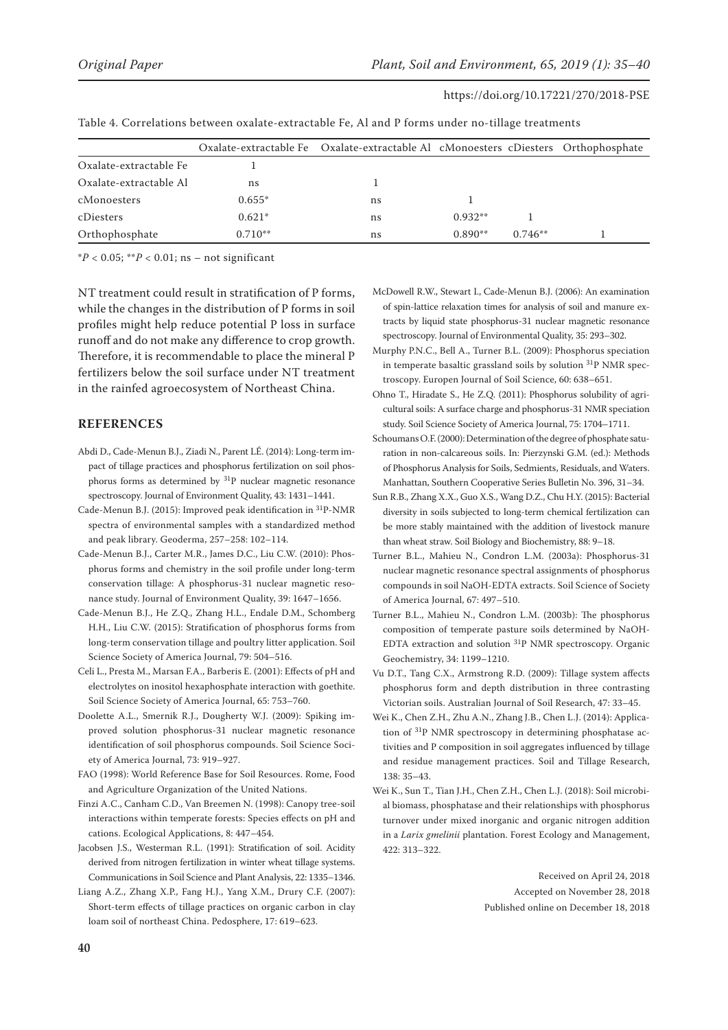Table 4. Correlations between oxalate-extractable Fe, Al and P forms under no-tillage treatments

| | Oxalate-extractable Fe | Oxalate-extractable Al | cMonoesters | cDiesters | Orthophosphate |
|---|---|---|---|---|---|
| Oxalate-extractable Fe | 1 | | | | |
| Oxalate-extractable Al | ns | 1 | | | |
| cMonoesters | 0.655* | ns | 1 | | |
| cDiesters | 0.621* | ns | 0.932** | 1 | |
| Orthophosphate | 0.710** | ns | 0.890** | 0.746** | 1 |

$^{*}P < 0.05$; $^{**}P < 0.01$; ns – not significant

NT treatment could result in stratification of P forms, while the changes in the distribution of P forms in soil profiles might help reduce potential P loss in surface runoff and do not make any difference to crop growth. Therefore, it is recommendable to place the mineral P fertilizers below the soil surface under NT treatment in the rainfed agroecosystem of Northeast China.

## REFERENCES

Abdi D., Cade-Menun B.J., Ziadi N., Parent LÉ. (2014): Long-term impact of tillage practices and phosphorus fertilization on soil phosphorus forms as determined by $^{31}$P nuclear magnetic resonance spectroscopy. Journal of Environment Quality, 43: 1431–1441.

Cade-Menun B.J. (2015): Improved peak identification in $^{31}$P-NMR spectra of environmental samples with a standardized method and peak library. Geoderma, 257–258: 102–114.

Cade-Menun B.J., Carter M.R., James D.C., Liu C.W. (2010): Phosphorus forms and chemistry in the soil profile under long-term conservation tillage: A phosphorus-31 nuclear magnetic resonance study. Journal of Environment Quality, 39: 1647–1656.

Cade-Menun B.J., He Z.Q., Zhang H.L., Endale D.M., Schomberg H.H., Liu C.W. (2015): Stratification of phosphorus forms from long-term conservation tillage and poultry litter application. Soil Science Society of America Journal, 79: 504–516.

Celi L., Presta M., Marsan F.A., Barberis E. (2001): Effects of pH and electrolytes on inositol hexaphosphate interaction with goethite. Soil Science Society of America Journal, 65: 753–760.

Doolette A.L., Smernik R.J., Dougherty W.J. (2009): Spiking improved solution phosphorus-31 nuclear magnetic resonance identification of soil phosphorus compounds. Soil Science Society of America Journal, 73: 919–927.

FAO (1998): World Reference Base for Soil Resources. Rome, Food and Agriculture Organization of the United Nations.

Finzi A.C., Canham C.D., Van Breemen N. (1998): Canopy tree-soil interactions within temperate forests: Species effects on pH and cations. Ecological Applications, 8: 447–454.

Jacobsen J.S., Westerman R.L. (1991): Stratification of soil. Acidity derived from nitrogen fertilization in winter wheat tillage systems. Communications in Soil Science and Plant Analysis, 22: 1335–1346.

Liang A.Z., Zhang X.P., Fang H.J., Yang X.M., Drury C.F. (2007): Short-term effects of tillage practices on organic carbon in clay loam soil of northeast China. Pedosphere, 17: 619–623.

McDowell R.W., Stewart I., Cade-Menun B.J. (2006): An examination of spin-lattice relaxation times for analysis of soil and manure extracts by liquid state phosphorus-31 nuclear magnetic resonance spectroscopy. Journal of Environmental Quality, 35: 293–302.

Murphy P.N.C., Bell A., Turner B.L. (2009): Phosphorus speciation in temperate basaltic grassland soils by solution $^{31}$P NMR spectroscopy. Europen Journal of Soil Science, 60: 638–651.

Ohno T., Hiradate S., He Z.Q. (2011): Phosphorus solubility of agricultural soils: A surface charge and phosphorus-31 NMR speciation study. Soil Science Society of America Journal, 75: 1704–1711.

Schoumans O.F. (2000): Determination of the degree of phosphate saturation in non-calcareous soils. In: Pierzynski G.M. (ed.): Methods of Phosphorus Analysis for Soils, Sedments, Residuals, and Waters. Manhattan, Southern Cooperative Series Bulletin No. 396, 31–34.

Sun R.B., Zhang X.X., Guo X.S., Wang D.Z., Chu H.Y. (2015): Bacterial diversity in soils subjected to long-term chemical fertilization can be more stably maintained with the addition of livestock manure than wheat straw. Soil Biology and Biochemistry, 88: 9–18.

Turner B.L., Mahieu N., Condron L.M. (2003a): Phosphorus-31 nuclear magnetic resonance spectral assignments of phosphorus compounds in soil NaOH-EDTA extracts. Soil Science of Society of America Journal, 67: 497–510.

Turner B.L., Mahieu N., Condron L.M. (2003b): The phosphorus composition of temperate pasture soils determined by NaOH-EDTA extraction and solution $^{31}$P NMR spectroscopy. Organic Geochemistry, 34: 1199–1210.

Vu D.T., Tang C.X., Armstrong R.D. (2009): Tillage system affects phosphorus form and depth distribution in three contrasting Victorian soils. Australian Journal of Soil Research, 47: 33–45.

Wei K., Chen Z.H., Zhu A.N., Zhang J.B., Chen L.J. (2014): Application of $^{31}$P NMR spectroscopy in determining phosphatase activities and P composition in soil aggregates influenced by tillage and residue management practices. Soil and Tillage Research, 138: 35–43.

Wei K., Sun T., Tian J.H., Chen Z.H., Chen L.J. (2018): Soil microbial biomass, phosphatase and their relationships with phosphorus turnover under mixed inorganic and organic nitrogen addition in a *Larix gmelinii* plantation. Forest Ecology and Management, 422: 313–322.

Received on April 24, 2018
Accepted on November 28, 2018
Published online on December 18, 2018